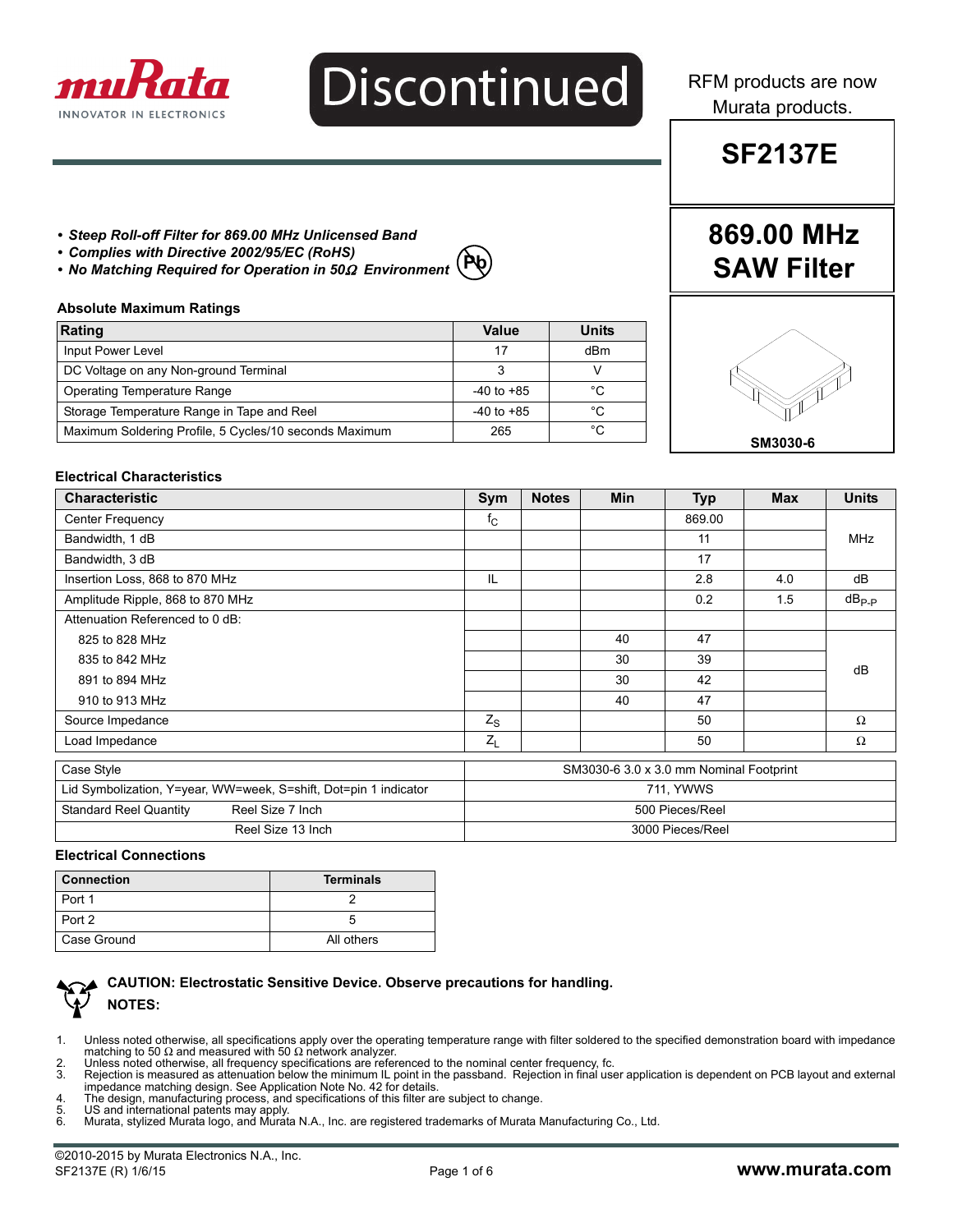Discontinued

RFM products are now Murata products.

# SF2137E

## 869.00 MHz SAW Filter

- ***Steep Roll-off Filter for 869.00 MHz Unlicensed Band***
- ***Complies with Directive 2002/95/EC (RoHS)***
- ***No Matching Required for Operation in 50Ω Environment***

SM3030-6

### Absolute Maximum Ratings

| Rating | Value | Units |
|---|---|---|
| Input Power Level | 17 | dBm |
| DC Voltage on any Non-ground Terminal | 3 | V |
| Operating Temperature Range | -40 to +85 | °C |
| Storage Temperature Range in Tape and Reel | -40 to +85 | °C |
| Maximum Soldering Profile, 5 Cycles/10 seconds Maximum | 265 | °C |

### Electrical Characteristics

| Characteristic | Sym | Notes | Min | Typ | Max | Units |
|---|---|---|---|---|---|---|
| Center Frequency | $f_C$ | | | 869.00 | | MHz |
| Bandwidth, 1 dB | | | | 11 | | MHz |
| Bandwidth, 3 dB | | | | 17 | | MHz |
| Insertion Loss, 868 to 870 MHz | IL | | | 2.8 | 4.0 | dB |
| Amplitude Ripple, 868 to 870 MHz | | | | 0.2 | 1.5 | $dB_{P-P}$ |
| Attenuation Referenced to 0 dB: | | | | | | |
| 825 to 828 MHz | | | 40 | 47 | | dB |
| 835 to 842 MHz | | | 30 | 39 | | dB |
| 891 to 894 MHz | | | 30 | 42 | | dB |
| 910 to 913 MHz | | | 40 | 47 | | dB |
| Source Impedance | $Z_S$ | | | 50 | | Ω |
| Load Impedance | $Z_L$ | | | 50 | | Ω |

| | |
|---|---|
| Case Style | SM3030-6 3.0 x 3.0 mm Nominal Footprint |
| Lid Symbolization, Y=year, WW=week, S=shift, Dot=pin 1 indicator | 711, YWWS |
| Standard Reel Quantity — Reel Size 7 Inch | 500 Pieces/Reel |
| Reel Size 13 Inch | 3000 Pieces/Reel |

### Electrical Connections

| Connection | Terminals |
|---|---|
| Port 1 | 2 |
| Port 2 | 5 |
| Case Ground | All others |

**CAUTION: Electrostatic Sensitive Device. Observe precautions for handling.**

**NOTES:**

1. Unless noted otherwise, all specifications apply over the operating temperature range with filter soldered to the specified demonstration board with impedance matching to 50 Ω and measured with 50 Ω network analyzer.
2. Unless noted otherwise, all frequency specifications are referenced to the nominal center frequency, fc.
3. Rejection is measured as attenuation below the minimum IL point in the passband. Rejection in final user application is dependent on PCB layout and external impedance matching design. See Application Note No. 42 for details.
4. The design, manufacturing process, and specifications of this filter are subject to change.
5. US and international patents may apply.
6. Murata, stylized Murata logo, and Murata N.A., Inc. are registered trademarks of Murata Manufacturing Co., Ltd.

©2010-2015 by Murata Electronics N.A., Inc.
SF2137E (R) 1/6/15

www.murata.com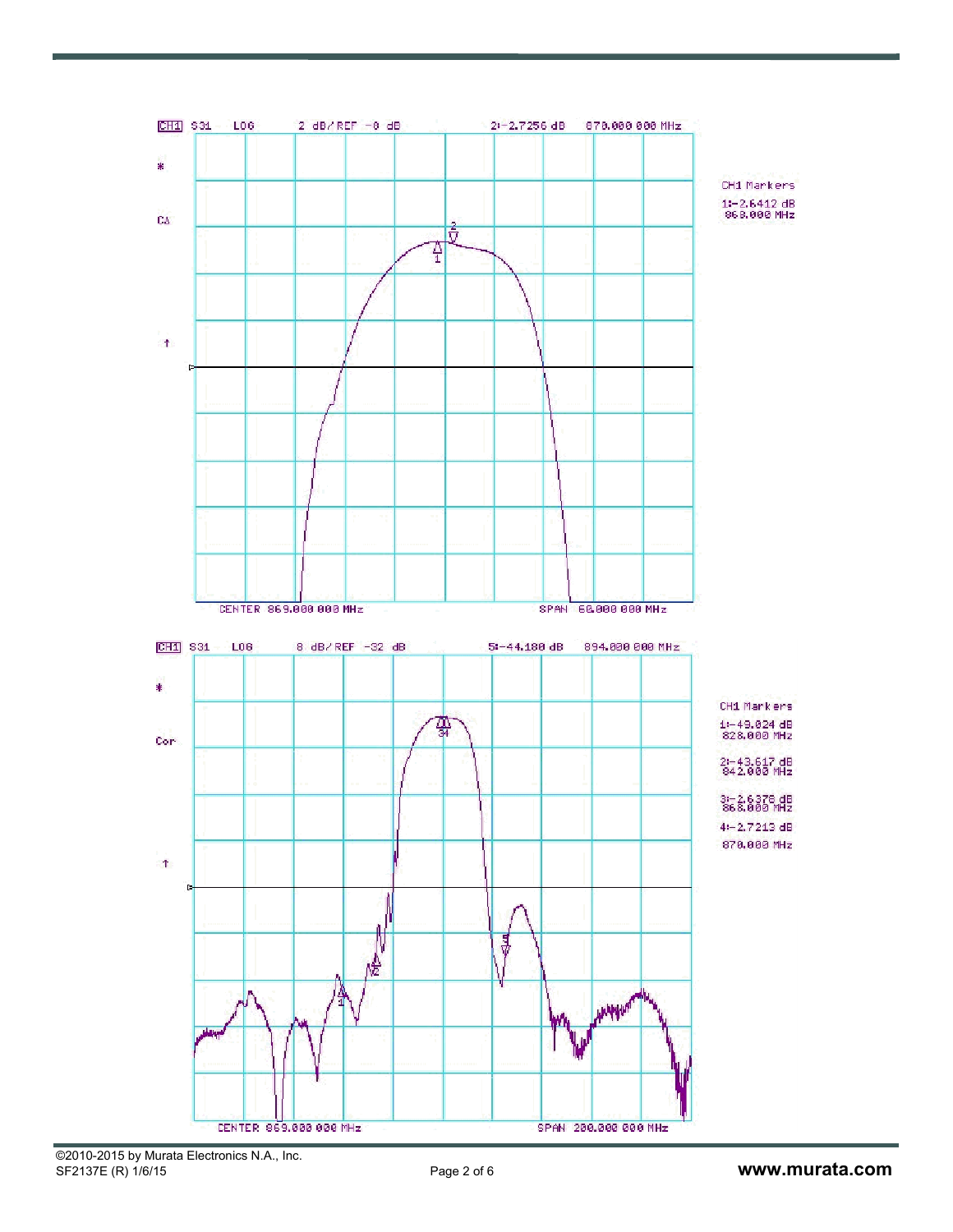CH1 S31 LOG 2 dB/REF -0 dB 2:-2.7256 dB 870.000 000 MHz

CH1 Markers

1:-2.6412 dB
868.000 MHz

CENTER 869.000 000 MHz SPAN 60.000 000 MHz

CH1 S31 LOG 8 dB/REF -32 dB 5:-44.180 dB 894.000 000 MHz

CH1 Markers

1:-49.024 dB
828.000 MHz

2:-43.617 dB
842.000 MHz

3:-2.6378 dB
868.000 MHz

4:-2.7213 dB
870.000 MHz

CENTER 869.000 000 MHz SPAN 200.000 000 MHz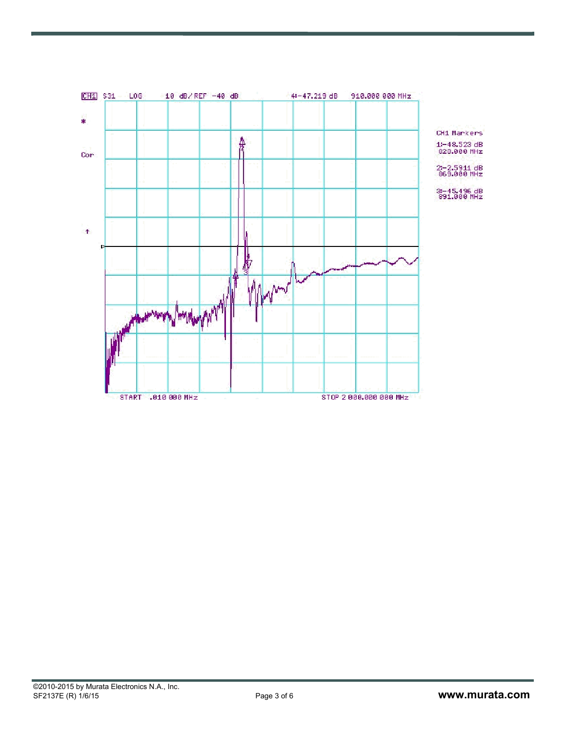CH1 S31 LOG 10 dB/ REF −40 dB 4:−47.219 dB 910.000 000 MHz

Cor

START .010 000 MHz STOP 2 000.000 000 MHz

CH1 Markers

1:−48.523 dB
828.000 MHz

2:−2.5911 dB
869.000 MHz

3:−45.496 dB
891.000 MHz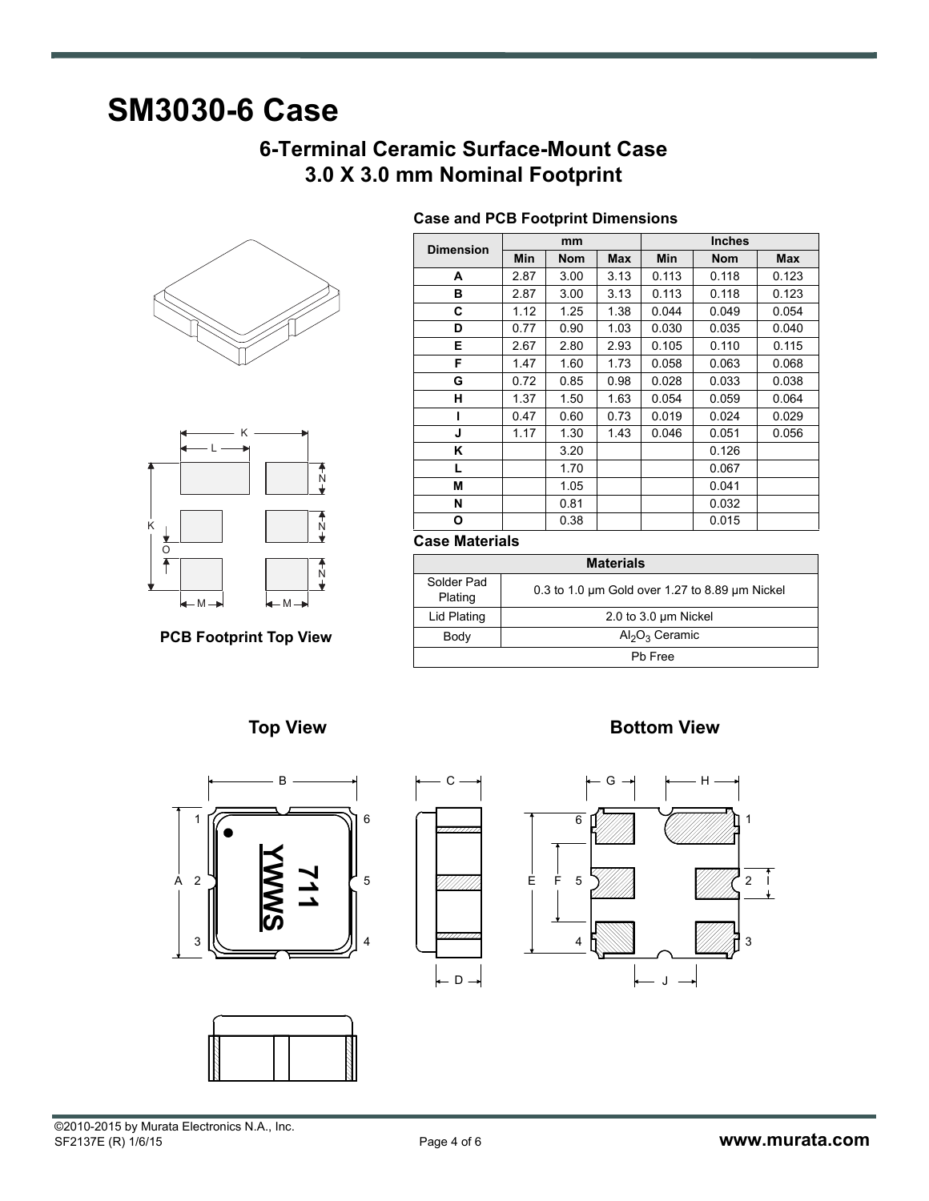# SM3030-6 Case

## 6-Terminal Ceramic Surface-Mount Case
## 3.0 X 3.0 mm Nominal Footprint

**PCB Footprint Top View**

### Case and PCB Footprint Dimensions

| Dimension | mm | | | Inches | | |
|---|---|---|---|---|---|---|
| | Min | Nom | Max | Min | Nom | Max |
| A | 2.87 | 3.00 | 3.13 | 0.113 | 0.118 | 0.123 |
| B | 2.87 | 3.00 | 3.13 | 0.113 | 0.118 | 0.123 |
| C | 1.12 | 1.25 | 1.38 | 0.044 | 0.049 | 0.054 |
| D | 0.77 | 0.90 | 1.03 | 0.030 | 0.035 | 0.040 |
| E | 2.67 | 2.80 | 2.93 | 0.105 | 0.110 | 0.115 |
| F | 1.47 | 1.60 | 1.73 | 0.058 | 0.063 | 0.068 |
| G | 0.72 | 0.85 | 0.98 | 0.028 | 0.033 | 0.038 |
| H | 1.37 | 1.50 | 1.63 | 0.054 | 0.059 | 0.064 |
| I | 0.47 | 0.60 | 0.73 | 0.019 | 0.024 | 0.029 |
| J | 1.17 | 1.30 | 1.43 | 0.046 | 0.051 | 0.056 |
| K | | 3.20 | | | 0.126 | |
| L | | 1.70 | | | 0.067 | |
| M | | 1.05 | | | 0.041 | |
| N | | 0.81 | | | 0.032 | |
| O | | 0.38 | | | 0.015 | |

### Case Materials

| Materials | |
|---|---|
| Solder Pad Plating | 0.3 to 1.0 µm Gold over 1.27 to 8.89 µm Nickel |
| Lid Plating | 2.0 to 3.0 µm Nickel |
| Body | $Al_2O_3$ Ceramic |
| Pb Free | |

**Top View**

**Bottom View**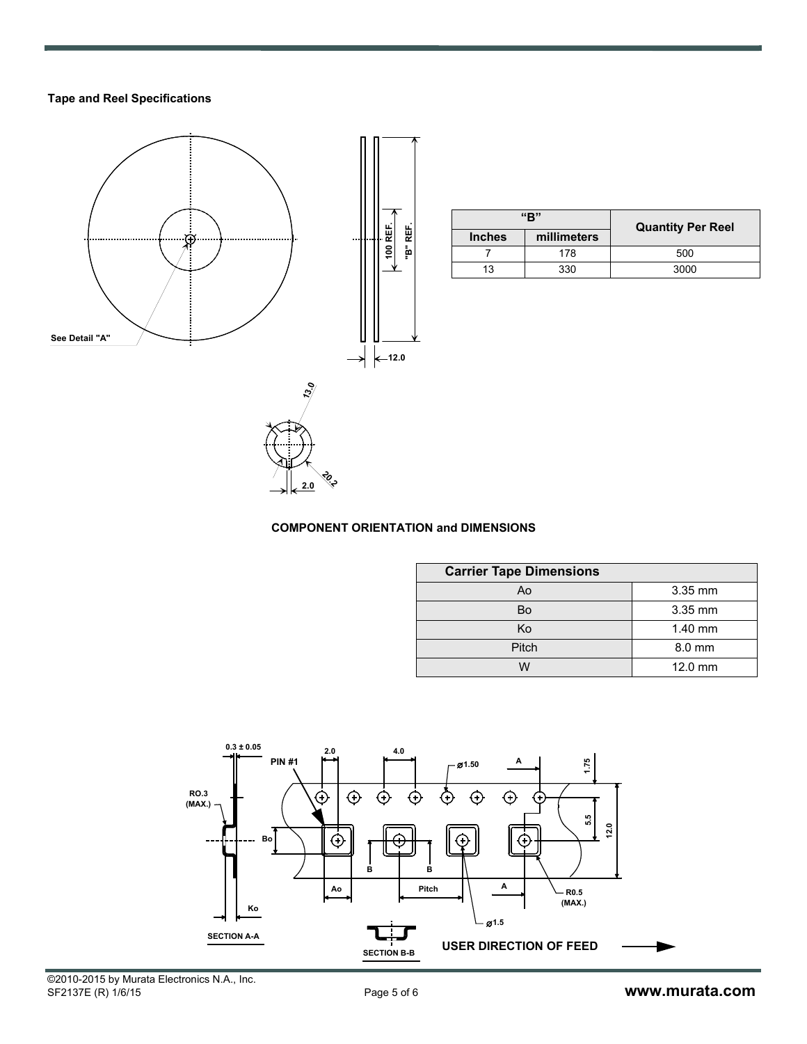### Tape and Reel Specifications

| "B" | | Quantity Per Reel |
|---|---|---|
| Inches | millimeters | |
| 7 | 178 | 500 |
| 13 | 330 | 3000 |

### COMPONENT ORIENTATION and DIMENSIONS

| Carrier Tape Dimensions | |
|---|---|
| Ao | 3.35 mm |
| Bo | 3.35 mm |
| Ko | 1.40 mm |
| Pitch | 8.0 mm |
| W | 12.0 mm |

USER DIRECTION OF FEED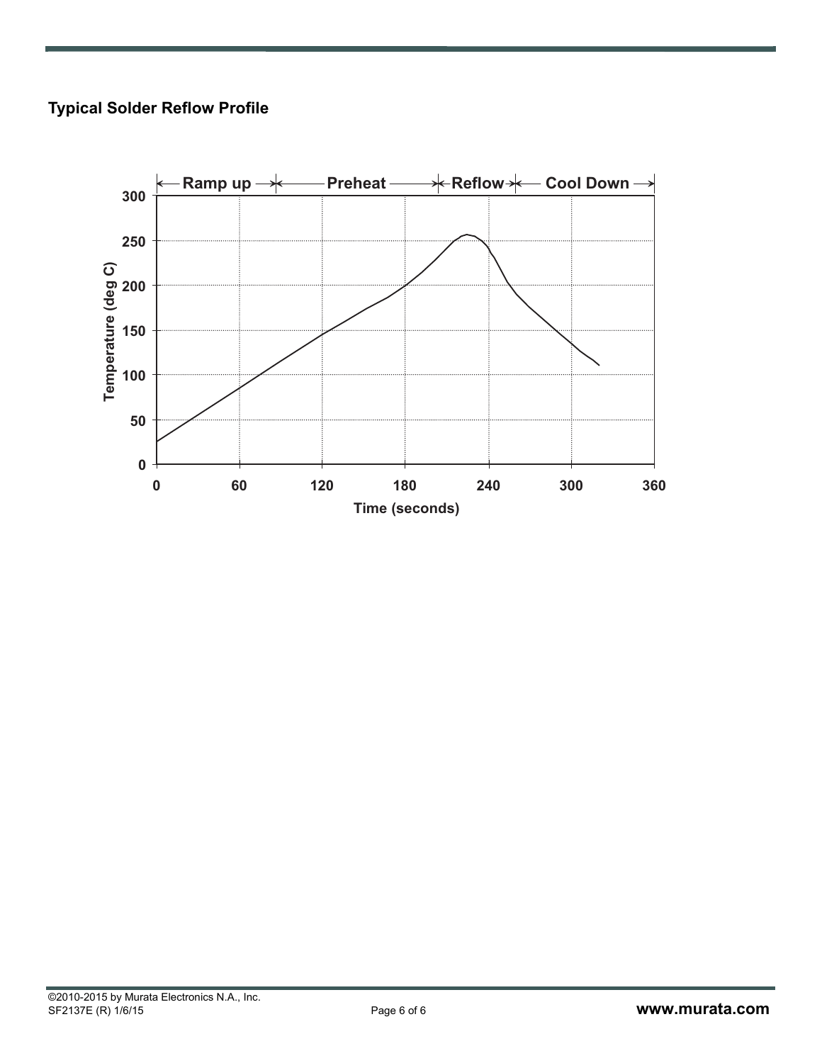### Typical Solder Reflow Profile

| Ramp up | Preheat | Reflow | Cool Down |
|---|---|---|---|

Temperature (deg C): 0, 50, 100, 150, 200, 250, 300

Time (seconds): 0, 60, 120, 180, 240, 300, 360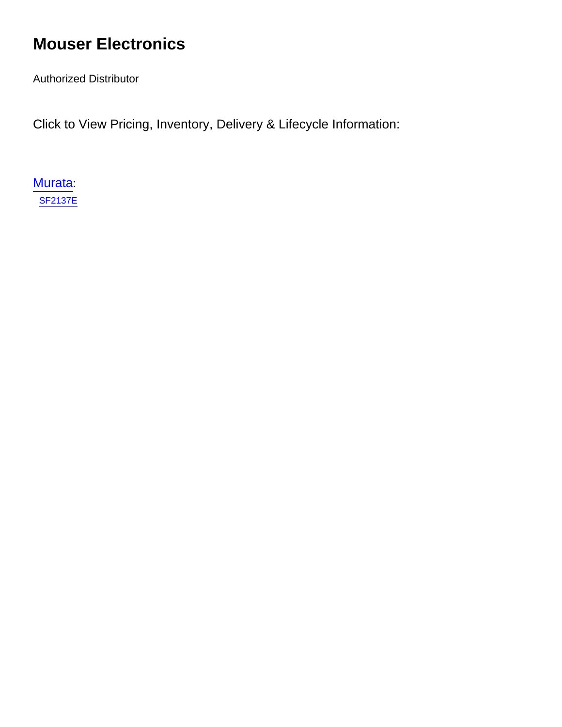# Mouser Electronics

Authorized Distributor

Click to View Pricing, Inventory, Delivery & Lifecycle Information:

Murata:

SF2137E